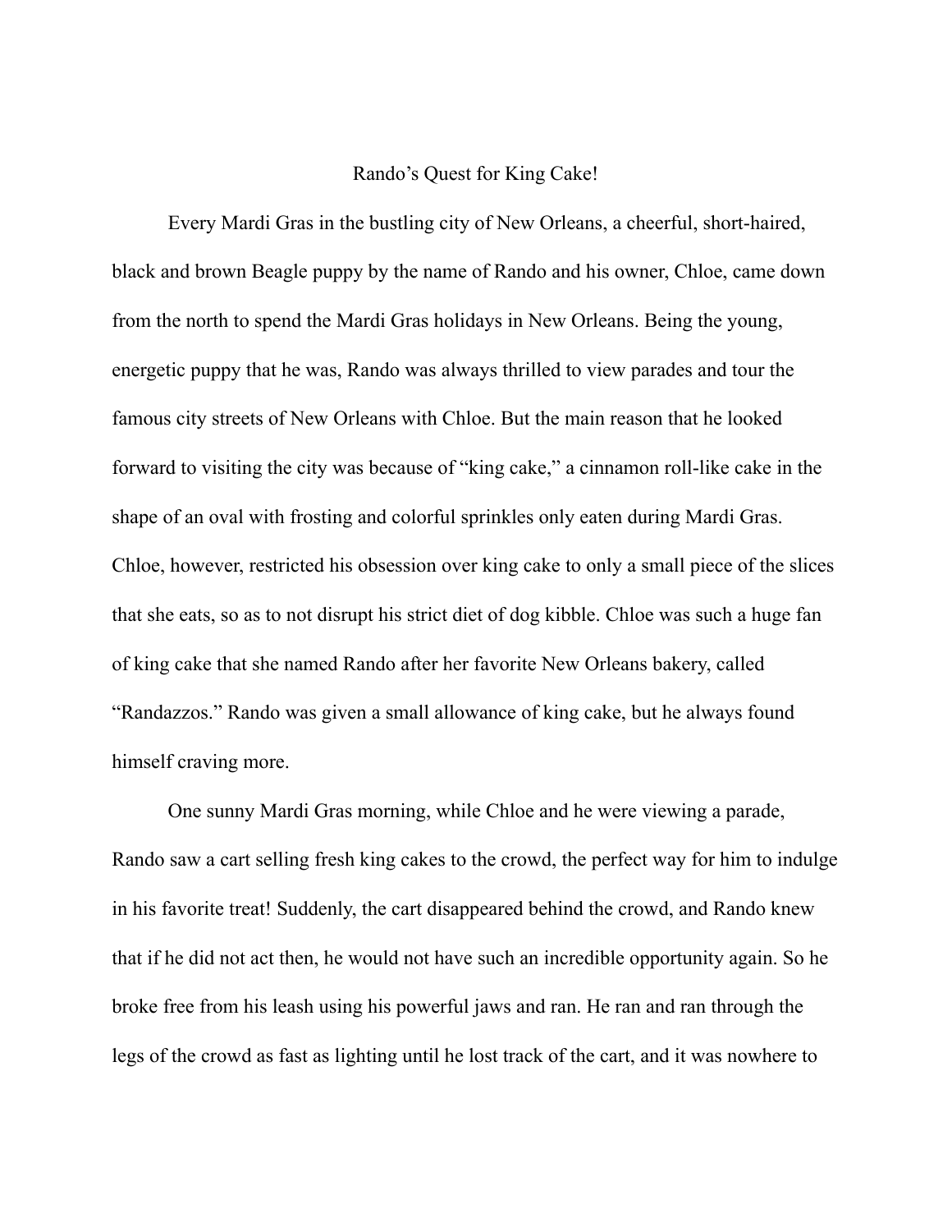# Rando's Quest for King Cake!

Every Mardi Gras in the bustling city of New Orleans, a cheerful, short-haired, black and brown Beagle puppy by the name of Rando and his owner, Chloe, came down from the north to spend the Mardi Gras holidays in New Orleans. Being the young, energetic puppy that he was, Rando was always thrilled to view parades and tour the famous city streets of New Orleans with Chloe. But the main reason that he looked forward to visiting the city was because of "king cake," a cinnamon roll-like cake in the shape of an oval with frosting and colorful sprinkles only eaten during Mardi Gras. Chloe, however, restricted his obsession over king cake to only a small piece of the slices that she eats, so as to not disrupt his strict diet of dog kibble. Chloe was such a huge fan of king cake that she named Rando after her favorite New Orleans bakery, called "Randazzos." Rando was given a small allowance of king cake, but he always found himself craving more.

One sunny Mardi Gras morning, while Chloe and he were viewing a parade, Rando saw a cart selling fresh king cakes to the crowd, the perfect way for him to indulge in his favorite treat! Suddenly, the cart disappeared behind the crowd, and Rando knew that if he did not act then, he would not have such an incredible opportunity again. So he broke free from his leash using his powerful jaws and ran. He ran and ran through the legs of the crowd as fast as lighting until he lost track of the cart, and it was nowhere to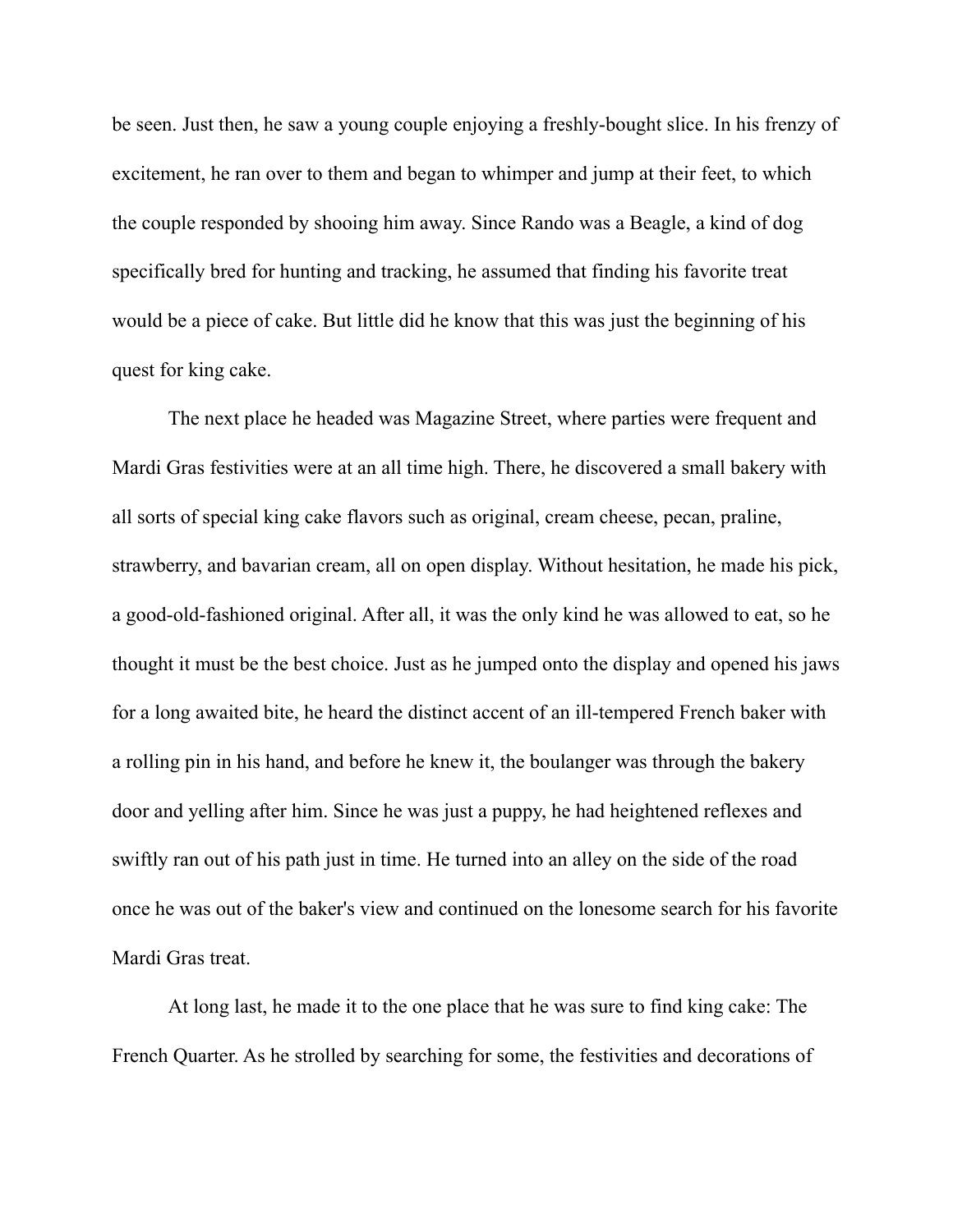be seen. Just then, he saw a young couple enjoying a freshly-bought slice. In his frenzy of excitement, he ran over to them and began to whimper and jump at their feet, to which the couple responded by shooing him away. Since Rando was a Beagle, a kind of dog specifically bred for hunting and tracking, he assumed that finding his favorite treat would be a piece of cake. But little did he know that this was just the beginning of his quest for king cake.

The next place he headed was Magazine Street, where parties were frequent and Mardi Gras festivities were at an all time high. There, he discovered a small bakery with all sorts of special king cake flavors such as original, cream cheese, pecan, praline, strawberry, and bavarian cream, all on open display. Without hesitation, he made his pick, a good-old-fashioned original. After all, it was the only kind he was allowed to eat, so he thought it must be the best choice. Just as he jumped onto the display and opened his jaws for a long awaited bite, he heard the distinct accent of an ill-tempered French baker with a rolling pin in his hand, and before he knew it, the boulanger was through the bakery door and yelling after him. Since he was just a puppy, he had heightened reflexes and swiftly ran out of his path just in time. He turned into an alley on the side of the road once he was out of the baker's view and continued on the lonesome search for his favorite Mardi Gras treat.

At long last, he made it to the one place that he was sure to find king cake: The French Quarter. As he strolled by searching for some, the festivities and decorations of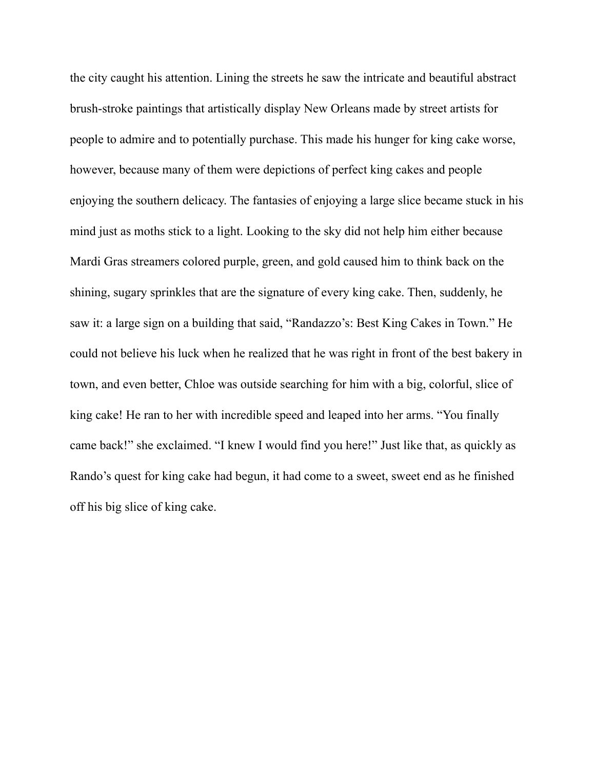the city caught his attention. Lining the streets he saw the intricate and beautiful abstract brush-stroke paintings that artistically display New Orleans made by street artists for people to admire and to potentially purchase. This made his hunger for king cake worse, however, because many of them were depictions of perfect king cakes and people enjoying the southern delicacy. The fantasies of enjoying a large slice became stuck in his mind just as moths stick to a light. Looking to the sky did not help him either because Mardi Gras streamers colored purple, green, and gold caused him to think back on the shining, sugary sprinkles that are the signature of every king cake. Then, suddenly, he saw it: a large sign on a building that said, "Randazzo's: Best King Cakes in Town." He could not believe his luck when he realized that he was right in front of the best bakery in town, and even better, Chloe was outside searching for him with a big, colorful, slice of king cake! He ran to her with incredible speed and leaped into her arms. "You finally came back!" she exclaimed. "I knew I would find you here!" Just like that, as quickly as Rando's quest for king cake had begun, it had come to a sweet, sweet end as he finished off his big slice of king cake.